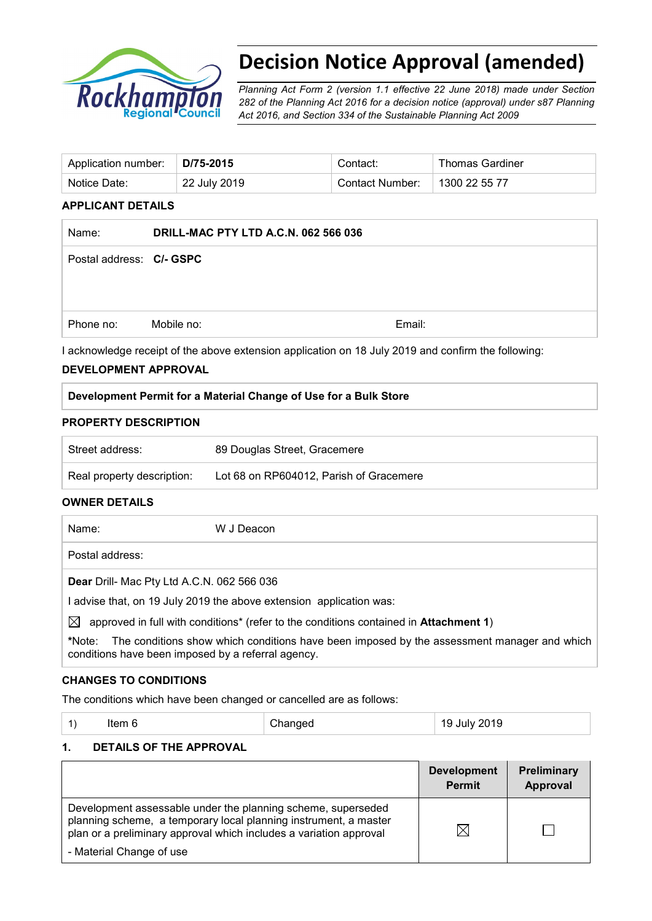# Decision Notice Approval (amended)

*Planning Act Form 2 (version 1.1 effective 22 June 2018) made under Section 282 of the Planning Act 2016 for a decision notice (approval) under s87 Planning Act 2016, and Section 334 of the Sustainable Planning Act 2009*

| Application number: | **D/75-2015** | Contact: | Thomas Gardiner |
|---|---|---|---|
| Notice Date: | 22 July 2019 | Contact Number: | 1300 22 55 77 |

**APPLICANT DETAILS**

| | | |
|---|---|---|
| Name: | **DRILL-MAC PTY LTD A.C.N. 062 566 036** | |
| Postal address: | **C/- GSPC** | |
| Phone no: | Mobile no: | Email: |

I acknowledge receipt of the above extension application on 18 July 2019 and confirm the following:

**DEVELOPMENT APPROVAL**

| **Development Permit for a Material Change of Use for a Bulk Store** |
|---|

**PROPERTY DESCRIPTION**

| | |
|---|---|
| Street address: | 89 Douglas Street, Gracemere |
| Real property description: | Lot 68 on RP604012, Parish of Gracemere |

**OWNER DETAILS**

| | |
|---|---|
| Name: | W J Deacon |
| Postal address: | |

**Dear** Drill- Mac Pty Ltd A.C.N. 062 566 036

I advise that, on 19 July 2019 the above extension application was:

☒ approved in full with conditions* (refer to the conditions contained in **Attachment 1**)

*Note: The conditions show which conditions have been imposed by the assessment manager and which conditions have been imposed by a referral agency.

**CHANGES TO CONDITIONS**

The conditions which have been changed or cancelled are as follows:

| 1) Item 6 | Changed | 19 July 2019 |
|---|---|---|

**1. DETAILS OF THE APPROVAL**

| | **Development Permit** | **Preliminary Approval** |
|---|---|---|
| Development assessable under the planning scheme, superseded planning scheme, a temporary local planning instrument, a master plan or a preliminary approval which includes a variation approval<br>- Material Change of use | ☒ | ☐ |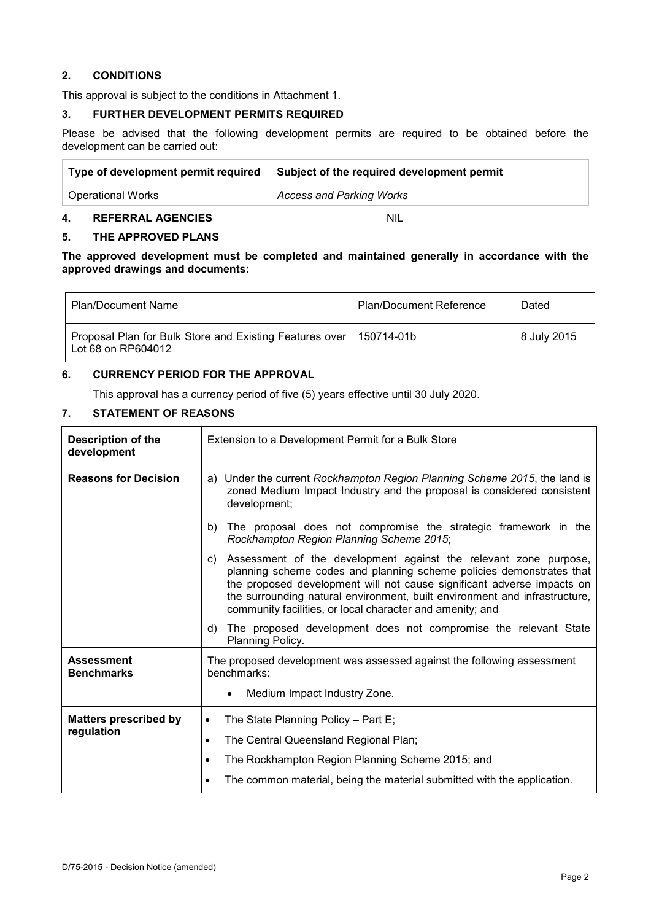## 2. CONDITIONS

This approval is subject to the conditions in Attachment 1.

## 3. FURTHER DEVELOPMENT PERMITS REQUIRED

Please be advised that the following development permits are required to be obtained before the development can be carried out:

| Type of development permit required | Subject of the required development permit |
|---|---|
| Operational Works | *Access and Parking Works* |

## 4. REFERRAL AGENCIES NIL

## 5. THE APPROVED PLANS

**The approved development must be completed and maintained generally in accordance with the approved drawings and documents:**

| Plan/Document Name | Plan/Document Reference | Dated |
|---|---|---|
| Proposal Plan for Bulk Store and Existing Features over Lot 68 on RP604012 | 150714-01b | 8 July 2015 |

## 6. CURRENCY PERIOD FOR THE APPROVAL

This approval has a currency period of five (5) years effective until 30 July 2020.

## 7. STATEMENT OF REASONS

| | |
|---|---|
| **Description of the development** | Extension to a Development Permit for a Bulk Store |
| **Reasons for Decision** | a) Under the current *Rockhampton Region Planning Scheme 2015*, the land is zoned Medium Impact Industry and the proposal is considered consistent development;<br>b) The proposal does not compromise the strategic framework in the *Rockhampton Region Planning Scheme 2015*;<br>c) Assessment of the development against the relevant zone purpose, planning scheme codes and planning scheme policies demonstrates that the proposed development will not cause significant adverse impacts on the surrounding natural environment, built environment and infrastructure, community facilities, or local character and amenity; and<br>d) The proposed development does not compromise the relevant State Planning Policy. |
| **Assessment Benchmarks** | The proposed development was assessed against the following assessment benchmarks:<br>• Medium Impact Industry Zone. |
| **Matters prescribed by regulation** | • The State Planning Policy – Part E;<br>• The Central Queensland Regional Plan;<br>• The Rockhampton Region Planning Scheme 2015; and<br>• The common material, being the material submitted with the application. |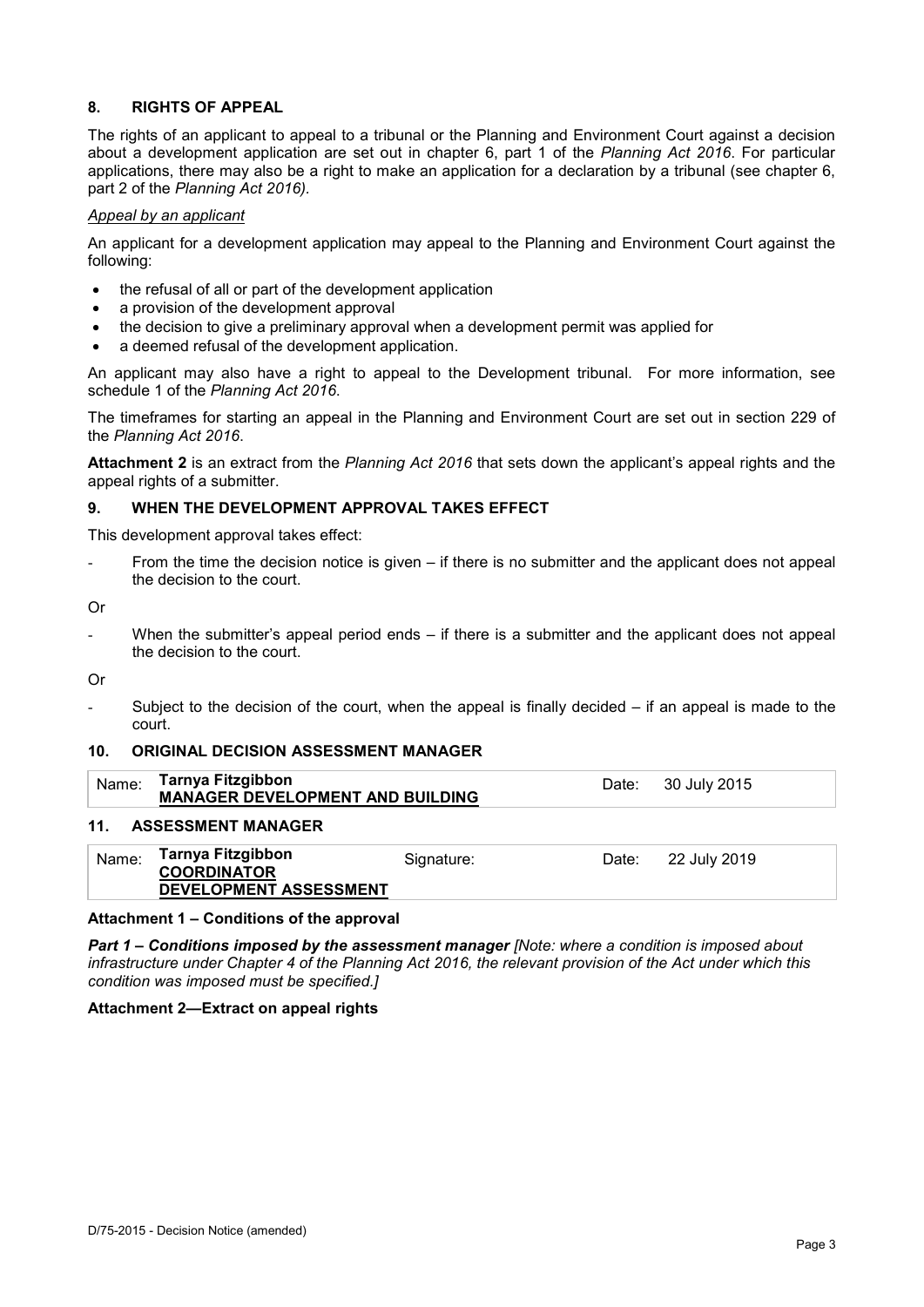## 8. RIGHTS OF APPEAL

The rights of an applicant to appeal to a tribunal or the Planning and Environment Court against a decision about a development application are set out in chapter 6, part 1 of the *Planning Act 2016*. For particular applications, there may also be a right to make an application for a declaration by a tribunal (see chapter 6, part 2 of the *Planning Act 2016).*

*Appeal by an applicant*

An applicant for a development application may appeal to the Planning and Environment Court against the following:

- the refusal of all or part of the development application
- a provision of the development approval
- the decision to give a preliminary approval when a development permit was applied for
- a deemed refusal of the development application.

An applicant may also have a right to appeal to the Development tribunal. For more information, see schedule 1 of the *Planning Act 2016*.

The timeframes for starting an appeal in the Planning and Environment Court are set out in section 229 of the *Planning Act 2016*.

**Attachment 2** is an extract from the *Planning Act 2016* that sets down the applicant's appeal rights and the appeal rights of a submitter.

## 9. WHEN THE DEVELOPMENT APPROVAL TAKES EFFECT

This development approval takes effect:

- From the time the decision notice is given – if there is no submitter and the applicant does not appeal the decision to the court.

Or

- When the submitter's appeal period ends – if there is a submitter and the applicant does not appeal the decision to the court.

Or

- Subject to the decision of the court, when the appeal is finally decided – if an appeal is made to the court.

## 10. ORIGINAL DECISION ASSESSMENT MANAGER

| Name: | **Tarnya Fitzgibbon** **MANAGER DEVELOPMENT AND BUILDING** | Date: | 30 July 2015 |
|---|---|---|---|

## 11. ASSESSMENT MANAGER

| Name: | **Tarnya Fitzgibbon** **COORDINATOR** **DEVELOPMENT ASSESSMENT** | Signature: | Date: | 22 July 2019 |
|---|---|---|---|---|

**Attachment 1 – Conditions of the approval**

***Part 1 – Conditions imposed by the assessment manager*** *[Note: where a condition is imposed about infrastructure under Chapter 4 of the Planning Act 2016, the relevant provision of the Act under which this condition was imposed must be specified.]*

**Attachment 2—Extract on appeal rights**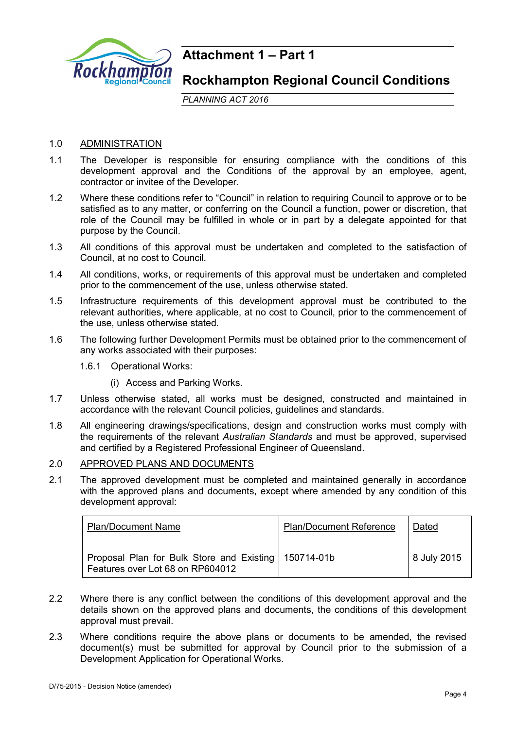# Attachment 1 – Part 1

## Rockhampton Regional Council Conditions

*PLANNING ACT 2016*

1.0 ADMINISTRATION

1.1 The Developer is responsible for ensuring compliance with the conditions of this development approval and the Conditions of the approval by an employee, agent, contractor or invitee of the Developer.

1.2 Where these conditions refer to "Council" in relation to requiring Council to approve or to be satisfied as to any matter, or conferring on the Council a function, power or discretion, that role of the Council may be fulfilled in whole or in part by a delegate appointed for that purpose by the Council.

1.3 All conditions of this approval must be undertaken and completed to the satisfaction of Council, at no cost to Council.

1.4 All conditions, works, or requirements of this approval must be undertaken and completed prior to the commencement of the use, unless otherwise stated.

1.5 Infrastructure requirements of this development approval must be contributed to the relevant authorities, where applicable, at no cost to Council, prior to the commencement of the use, unless otherwise stated.

1.6 The following further Development Permits must be obtained prior to the commencement of any works associated with their purposes:

1.6.1 Operational Works:

(i) Access and Parking Works.

1.7 Unless otherwise stated, all works must be designed, constructed and maintained in accordance with the relevant Council policies, guidelines and standards.

1.8 All engineering drawings/specifications, design and construction works must comply with the requirements of the relevant *Australian Standards* and must be approved, supervised and certified by a Registered Professional Engineer of Queensland.

2.0 APPROVED PLANS AND DOCUMENTS

2.1 The approved development must be completed and maintained generally in accordance with the approved plans and documents, except where amended by any condition of this development approval:

| Plan/Document Name | Plan/Document Reference | Dated |
|---|---|---|
| Proposal Plan for Bulk Store and Existing Features over Lot 68 on RP604012 | 150714-01b | 8 July 2015 |

2.2 Where there is any conflict between the conditions of this development approval and the details shown on the approved plans and documents, the conditions of this development approval must prevail.

2.3 Where conditions require the above plans or documents to be amended, the revised document(s) must be submitted for approval by Council prior to the submission of a Development Application for Operational Works.

D/75-2015 - Decision Notice (amended)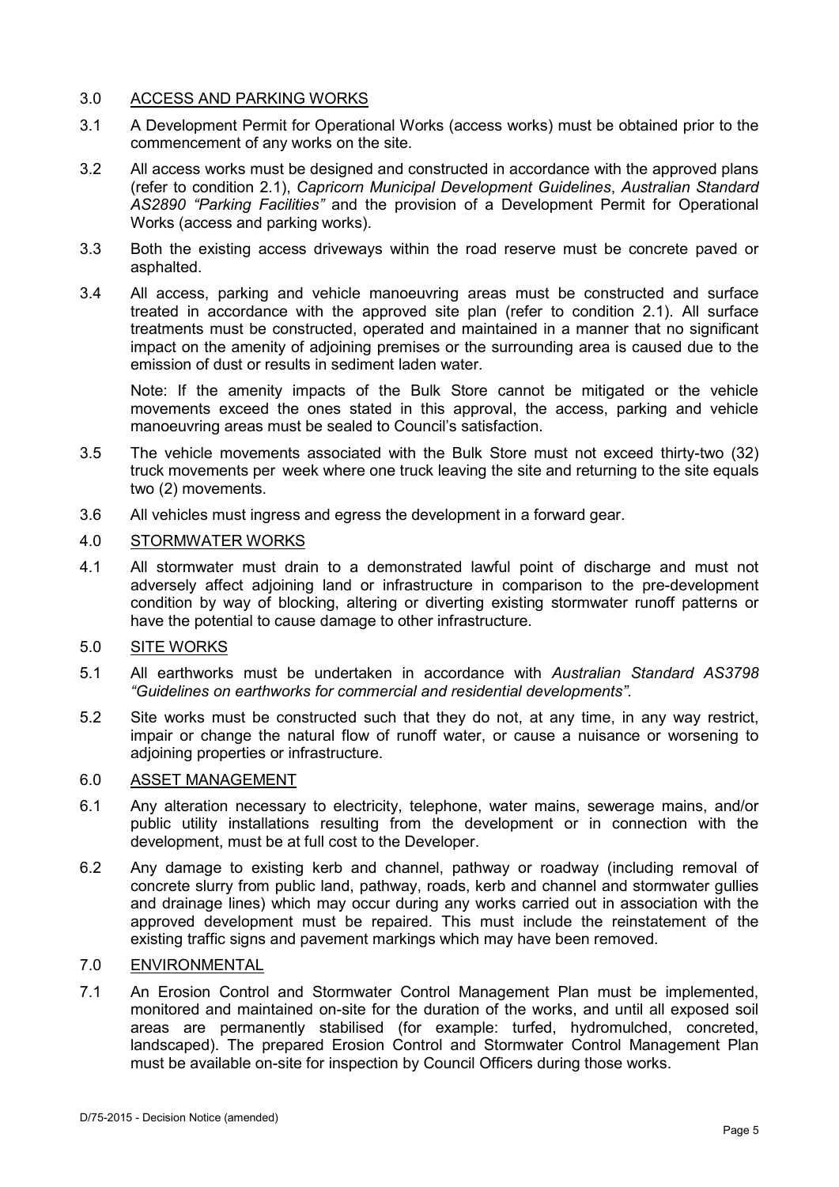## 3.0 ACCESS AND PARKING WORKS

3.1 A Development Permit for Operational Works (access works) must be obtained prior to the commencement of any works on the site.

3.2 All access works must be designed and constructed in accordance with the approved plans (refer to condition 2.1), *Capricorn Municipal Development Guidelines*, *Australian Standard AS2890 "Parking Facilities"* and the provision of a Development Permit for Operational Works (access and parking works).

3.3 Both the existing access driveways within the road reserve must be concrete paved or asphalted.

3.4 All access, parking and vehicle manoeuvring areas must be constructed and surface treated in accordance with the approved site plan (refer to condition 2.1). All surface treatments must be constructed, operated and maintained in a manner that no significant impact on the amenity of adjoining premises or the surrounding area is caused due to the emission of dust or results in sediment laden water.

Note: If the amenity impacts of the Bulk Store cannot be mitigated or the vehicle movements exceed the ones stated in this approval, the access, parking and vehicle manoeuvring areas must be sealed to Council's satisfaction.

3.5 The vehicle movements associated with the Bulk Store must not exceed thirty-two (32) truck movements per week where one truck leaving the site and returning to the site equals two (2) movements.

3.6 All vehicles must ingress and egress the development in a forward gear.

## 4.0 STORMWATER WORKS

4.1 All stormwater must drain to a demonstrated lawful point of discharge and must not adversely affect adjoining land or infrastructure in comparison to the pre-development condition by way of blocking, altering or diverting existing stormwater runoff patterns or have the potential to cause damage to other infrastructure.

## 5.0 SITE WORKS

5.1 All earthworks must be undertaken in accordance with *Australian Standard AS3798 "Guidelines on earthworks for commercial and residential developments"*.

5.2 Site works must be constructed such that they do not, at any time, in any way restrict, impair or change the natural flow of runoff water, or cause a nuisance or worsening to adjoining properties or infrastructure.

## 6.0 ASSET MANAGEMENT

6.1 Any alteration necessary to electricity, telephone, water mains, sewerage mains, and/or public utility installations resulting from the development or in connection with the development, must be at full cost to the Developer.

6.2 Any damage to existing kerb and channel, pathway or roadway (including removal of concrete slurry from public land, pathway, roads, kerb and channel and stormwater gullies and drainage lines) which may occur during any works carried out in association with the approved development must be repaired. This must include the reinstatement of the existing traffic signs and pavement markings which may have been removed.

## 7.0 ENVIRONMENTAL

7.1 An Erosion Control and Stormwater Control Management Plan must be implemented, monitored and maintained on-site for the duration of the works, and until all exposed soil areas are permanently stabilised (for example: turfed, hydromulched, concreted, landscaped). The prepared Erosion Control and Stormwater Control Management Plan must be available on-site for inspection by Council Officers during those works.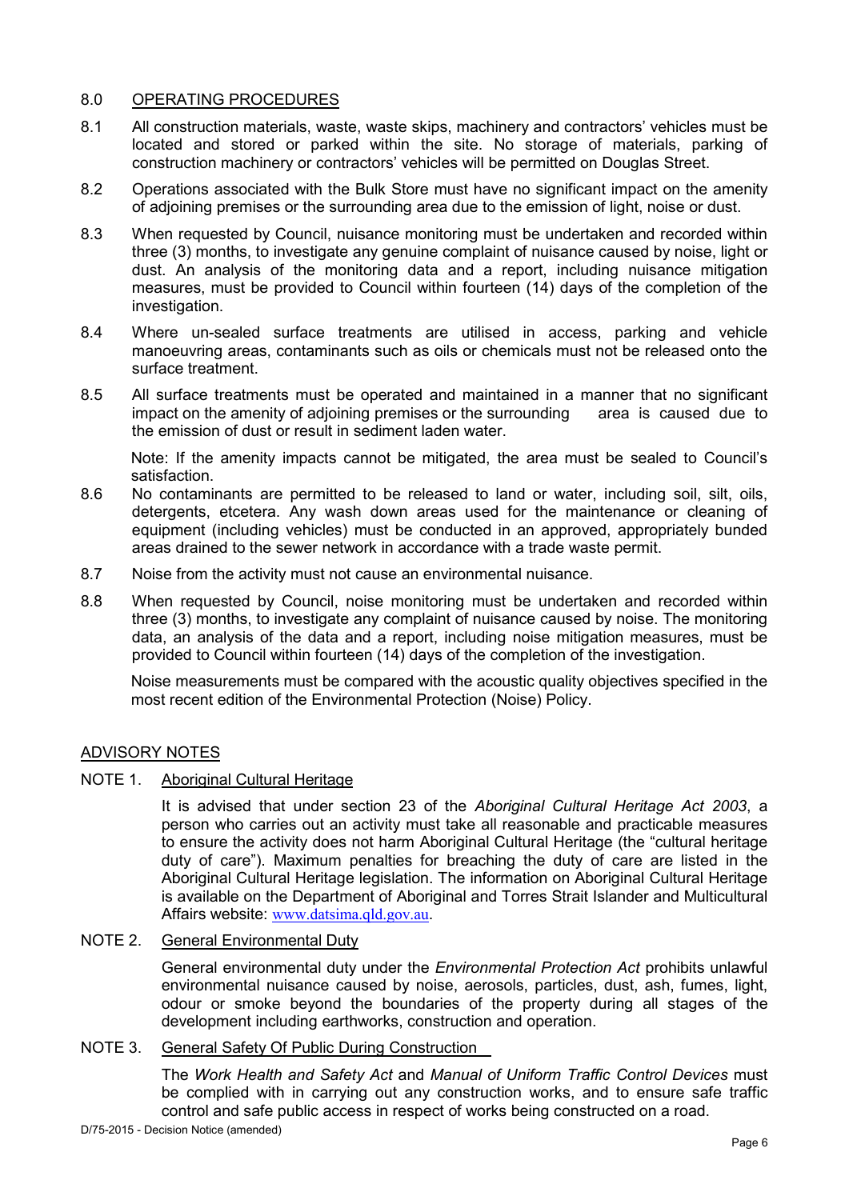## 8.0 OPERATING PROCEDURES

8.1 All construction materials, waste, waste skips, machinery and contractors' vehicles must be located and stored or parked within the site. No storage of materials, parking of construction machinery or contractors' vehicles will be permitted on Douglas Street.

8.2 Operations associated with the Bulk Store must have no significant impact on the amenity of adjoining premises or the surrounding area due to the emission of light, noise or dust.

8.3 When requested by Council, nuisance monitoring must be undertaken and recorded within three (3) months, to investigate any genuine complaint of nuisance caused by noise, light or dust. An analysis of the monitoring data and a report, including nuisance mitigation measures, must be provided to Council within fourteen (14) days of the completion of the investigation.

8.4 Where un-sealed surface treatments are utilised in access, parking and vehicle manoeuvring areas, contaminants such as oils or chemicals must not be released onto the surface treatment.

8.5 All surface treatments must be operated and maintained in a manner that no significant impact on the amenity of adjoining premises or the surrounding area is caused due to the emission of dust or result in sediment laden water.

Note: If the amenity impacts cannot be mitigated, the area must be sealed to Council's satisfaction.

8.6 No contaminants are permitted to be released to land or water, including soil, silt, oils, detergents, etcetera. Any wash down areas used for the maintenance or cleaning of equipment (including vehicles) must be conducted in an approved, appropriately bunded areas drained to the sewer network in accordance with a trade waste permit.

8.7 Noise from the activity must not cause an environmental nuisance.

8.8 When requested by Council, noise monitoring must be undertaken and recorded within three (3) months, to investigate any complaint of nuisance caused by noise. The monitoring data, an analysis of the data and a report, including noise mitigation measures, must be provided to Council within fourteen (14) days of the completion of the investigation.

Noise measurements must be compared with the acoustic quality objectives specified in the most recent edition of the Environmental Protection (Noise) Policy.

## ADVISORY NOTES

### NOTE 1. Aboriginal Cultural Heritage

It is advised that under section 23 of the *Aboriginal Cultural Heritage Act 2003*, a person who carries out an activity must take all reasonable and practicable measures to ensure the activity does not harm Aboriginal Cultural Heritage (the "cultural heritage duty of care"). Maximum penalties for breaching the duty of care are listed in the Aboriginal Cultural Heritage legislation. The information on Aboriginal Cultural Heritage is available on the Department of Aboriginal and Torres Strait Islander and Multicultural Affairs website: www.datsima.qld.gov.au.

### NOTE 2. General Environmental Duty

General environmental duty under the *Environmental Protection Act* prohibits unlawful environmental nuisance caused by noise, aerosols, particles, dust, ash, fumes, light, odour or smoke beyond the boundaries of the property during all stages of the development including earthworks, construction and operation.

### NOTE 3. General Safety Of Public During Construction

The *Work Health and Safety Act* and *Manual of Uniform Traffic Control Devices* must be complied with in carrying out any construction works, and to ensure safe traffic control and safe public access in respect of works being constructed on a road.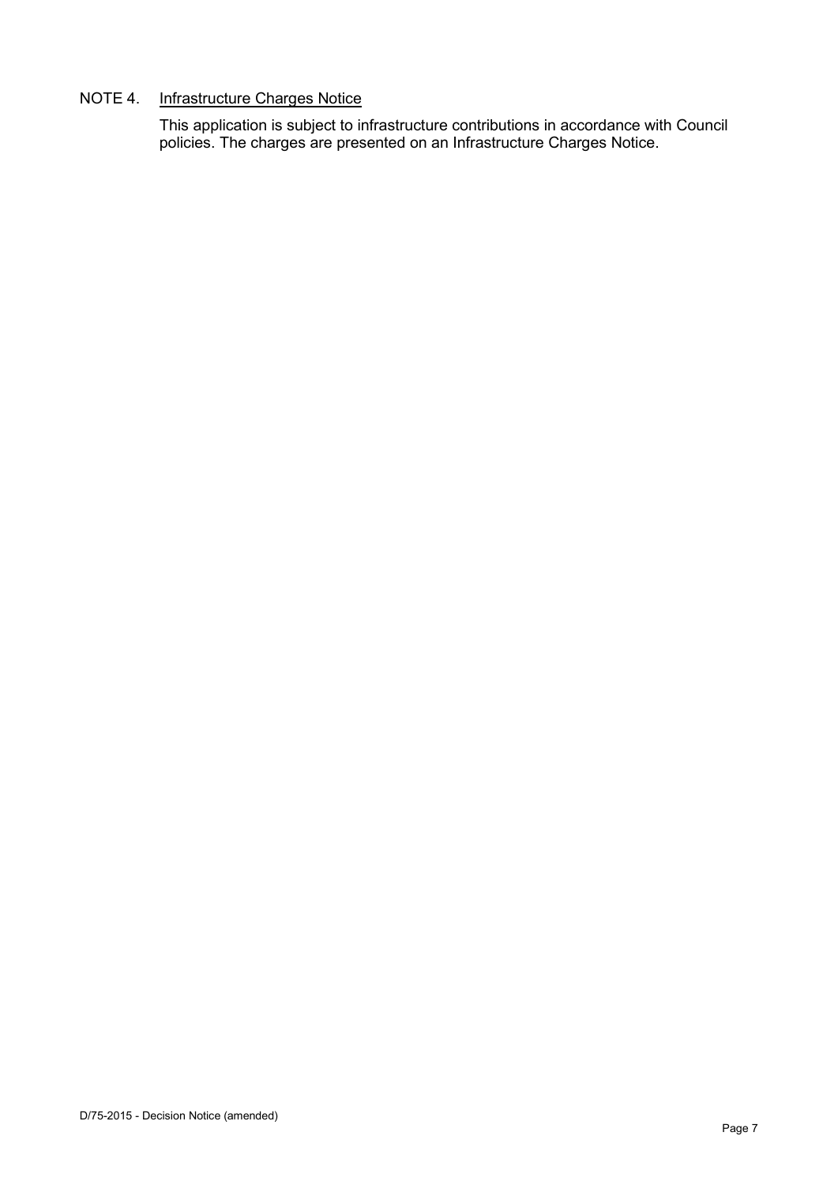NOTE 4. Infrastructure Charges Notice

This application is subject to infrastructure contributions in accordance with Council policies. The charges are presented on an Infrastructure Charges Notice.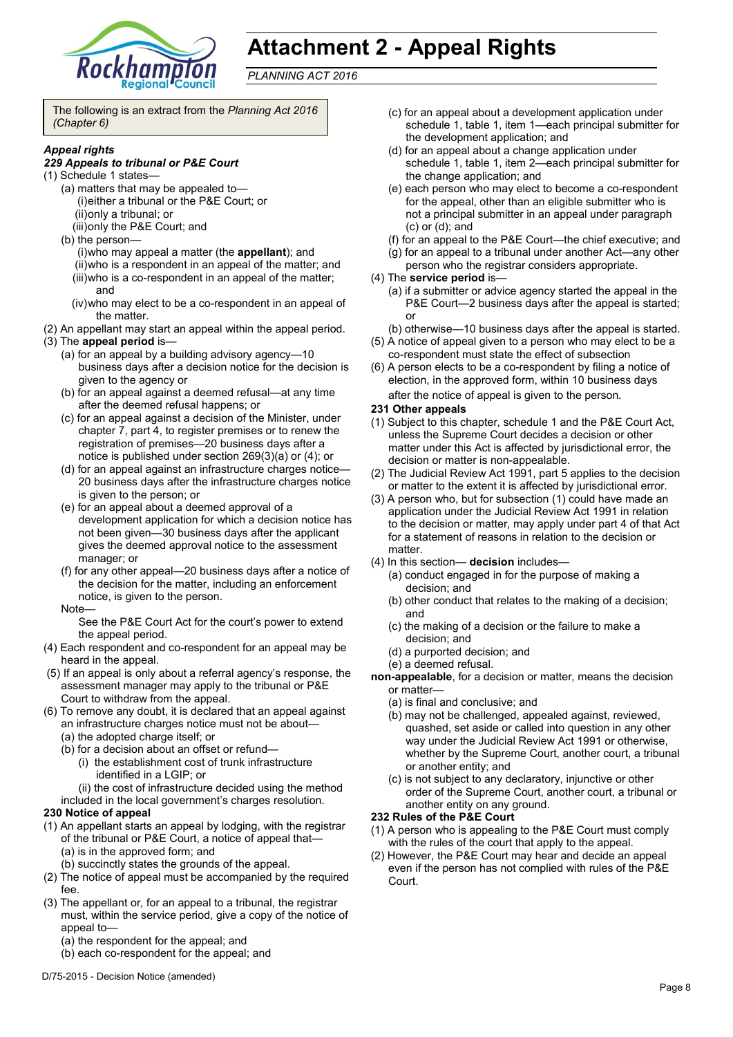# Attachment 2 - Appeal Rights

*PLANNING ACT 2016*

The following is an extract from the *Planning Act 2016 (Chapter 6)*

***Appeal rights***

***229 Appeals to tribunal or P&E Court***

(1) Schedule 1 states—

(a) matters that may be appealed to—

(i) either a tribunal or the P&E Court; or

(ii) only a tribunal; or

(iii) only the P&E Court; and

(b) the person—

(i) who may appeal a matter (the **appellant**); and

(ii) who is a respondent in an appeal of the matter; and

(iii) who is a co-respondent in an appeal of the matter; and

(iv) who may elect to be a co-respondent in an appeal of the matter.

(2) An appellant may start an appeal within the appeal period.

(3) The **appeal period** is—

(a) for an appeal by a building advisory agency—10 business days after a decision notice for the decision is given to the agency or

(b) for an appeal against a deemed refusal—at any time after the deemed refusal happens; or

(c) for an appeal against a decision of the Minister, under chapter 7, part 4, to register premises or to renew the registration of premises—20 business days after a notice is published under section 269(3)(a) or (4); or

(d) for an appeal against an infrastructure charges notice—20 business days after the infrastructure charges notice is given to the person; or

(e) for an appeal about a deemed approval of a development application for which a decision notice has not been given—30 business days after the applicant gives the deemed approval notice to the assessment manager; or

(f) for any other appeal—20 business days after a notice of the decision for the matter, including an enforcement notice, is given to the person.

Note—

See the P&E Court Act for the court's power to extend the appeal period.

(4) Each respondent and co-respondent for an appeal may be heard in the appeal.

(5) If an appeal is only about a referral agency's response, the assessment manager may apply to the tribunal or P&E Court to withdraw from the appeal.

(6) To remove any doubt, it is declared that an appeal against an infrastructure charges notice must not be about—

(a) the adopted charge itself; or

(b) for a decision about an offset or refund—

(i) the establishment cost of trunk infrastructure identified in a LGIP; or

(ii) the cost of infrastructure decided using the method included in the local government's charges resolution.

**230 Notice of appeal**

(1) An appellant starts an appeal by lodging, with the registrar of the tribunal or P&E Court, a notice of appeal that—

(a) is in the approved form; and

(b) succinctly states the grounds of the appeal.

(2) The notice of appeal must be accompanied by the required fee.

(3) The appellant or, for an appeal to a tribunal, the registrar must, within the service period, give a copy of the notice of appeal to—

(a) the respondent for the appeal; and

(b) each co-respondent for the appeal; and

(c) for an appeal about a development application under schedule 1, table 1, item 1—each principal submitter for the development application; and

(d) for an appeal about a change application under schedule 1, table 1, item 2—each principal submitter for the change application; and

(e) each person who may elect to become a co-respondent for the appeal, other than an eligible submitter who is not a principal submitter in an appeal under paragraph (c) or (d); and

(f) for an appeal to the P&E Court—the chief executive; and

(g) for an appeal to a tribunal under another Act—any other person who the registrar considers appropriate.

(4) The **service period** is—

(a) if a submitter or advice agency started the appeal in the P&E Court—2 business days after the appeal is started; or

(b) otherwise—10 business days after the appeal is started.

(5) A notice of appeal given to a person who may elect to be a co-respondent must state the effect of subsection

(6) A person elects to be a co-respondent by filing a notice of election, in the approved form, within 10 business days after the notice of appeal is given to the person.

**231 Other appeals**

(1) Subject to this chapter, schedule 1 and the P&E Court Act, unless the Supreme Court decides a decision or other matter under this Act is affected by jurisdictional error, the decision or matter is non-appealable.

(2) The Judicial Review Act 1991, part 5 applies to the decision or matter to the extent it is affected by jurisdictional error.

(3) A person who, but for subsection (1) could have made an application under the Judicial Review Act 1991 in relation to the decision or matter, may apply under part 4 of that Act for a statement of reasons in relation to the decision or matter.

(4) In this section— **decision** includes—

(a) conduct engaged in for the purpose of making a decision; and

(b) other conduct that relates to the making of a decision; and

(c) the making of a decision or the failure to make a decision; and

(d) a purported decision; and

(e) a deemed refusal.

**non-appealable**, for a decision or matter, means the decision or matter—

(a) is final and conclusive; and

(b) may not be challenged, appealed against, reviewed, quashed, set aside or called into question in any other way under the Judicial Review Act 1991 or otherwise, whether by the Supreme Court, another court, a tribunal or another entity; and

(c) is not subject to any declaratory, injunctive or other order of the Supreme Court, another court, a tribunal or another entity on any ground.

**232 Rules of the P&E Court**

(1) A person who is appealing to the P&E Court must comply with the rules of the court that apply to the appeal.

(2) However, the P&E Court may hear and decide an appeal even if the person has not complied with rules of the P&E Court.

D/75-2015 - Decision Notice (amended)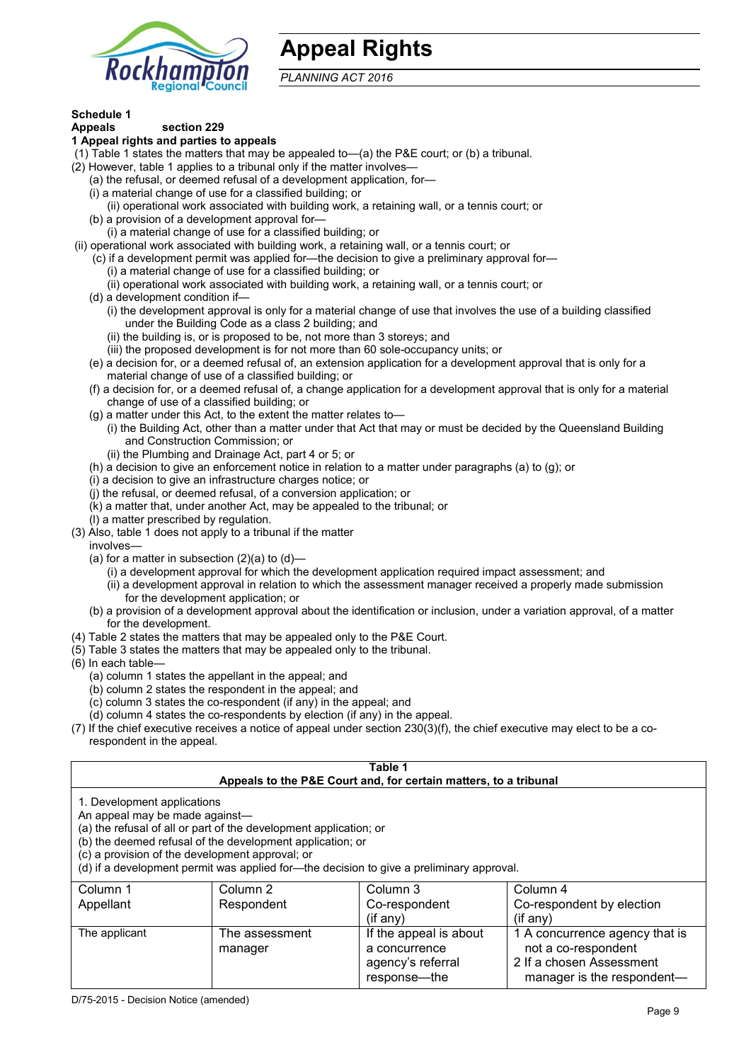# Appeal Rights

*PLANNING ACT 2016*

**Schedule 1**
**Appeals** **section 229**

**1 Appeal rights and parties to appeals**

(1) Table 1 states the matters that may be appealed to—(a) the P&E court; or (b) a tribunal.

(2) However, table 1 applies to a tribunal only if the matter involves—

(a) the refusal, or deemed refusal of a development application, for—

(i) a material change of use for a classified building; or

(ii) operational work associated with building work, a retaining wall, or a tennis court; or

(b) a provision of a development approval for—

(i) a material change of use for a classified building; or

(ii) operational work associated with building work, a retaining wall, or a tennis court; or

(c) if a development permit was applied for—the decision to give a preliminary approval for—

(i) a material change of use for a classified building; or

(ii) operational work associated with building work, a retaining wall, or a tennis court; or

(d) a development condition if—

(i) the development approval is only for a material change of use that involves the use of a building classified under the Building Code as a class 2 building; and

(ii) the building is, or is proposed to be, not more than 3 storeys; and

(iii) the proposed development is for not more than 60 sole-occupancy units; or

(e) a decision for, or a deemed refusal of, an extension application for a development approval that is only for a material change of use of a classified building; or

(f) a decision for, or a deemed refusal of, a change application for a development approval that is only for a material change of use of a classified building; or

(g) a matter under this Act, to the extent the matter relates to—

(i) the Building Act, other than a matter under that Act that may or must be decided by the Queensland Building and Construction Commission; or

(ii) the Plumbing and Drainage Act, part 4 or 5; or

(h) a decision to give an enforcement notice in relation to a matter under paragraphs (a) to (g); or

(i) a decision to give an infrastructure charges notice; or

(j) the refusal, or deemed refusal, of a conversion application; or

(k) a matter that, under another Act, may be appealed to the tribunal; or

(l) a matter prescribed by regulation.

(3) Also, table 1 does not apply to a tribunal if the matter involves—

(a) for a matter in subsection (2)(a) to (d)—

(i) a development approval for which the development application required impact assessment; and

(ii) a development approval in relation to which the assessment manager received a properly made submission for the development application; or

(b) a provision of a development approval about the identification or inclusion, under a variation approval, of a matter for the development.

(4) Table 2 states the matters that may be appealed only to the P&E Court.

(5) Table 3 states the matters that may be appealed only to the tribunal.

(6) In each table—

(a) column 1 states the appellant in the appeal; and

(b) column 2 states the respondent in the appeal; and

(c) column 3 states the co-respondent (if any) in the appeal; and

(d) column 4 states the co-respondents by election (if any) in the appeal.

(7) If the chief executive receives a notice of appeal under section 230(3)(f), the chief executive may elect to be a co-respondent in the appeal.

**Table 1**
**Appeals to the P&E Court and, for certain matters, to a tribunal**

1. Development applications
An appeal may be made against—
(a) the refusal of all or part of the development application; or
(b) the deemed refusal of the development application; or
(c) a provision of the development approval; or
(d) if a development permit was applied for—the decision to give a preliminary approval.

| Column 1<br>Appellant | Column 2<br>Respondent | Column 3<br>Co-respondent<br>(if any) | Column 4<br>Co-respondent by election<br>(if any) |
|---|---|---|---|
| The applicant | The assessment manager | If the appeal is about a concurrence agency's referral response—the | 1 A concurrence agency that is not a co-respondent<br>2 If a chosen Assessment manager is the respondent— |

D/75-2015 - Decision Notice (amended)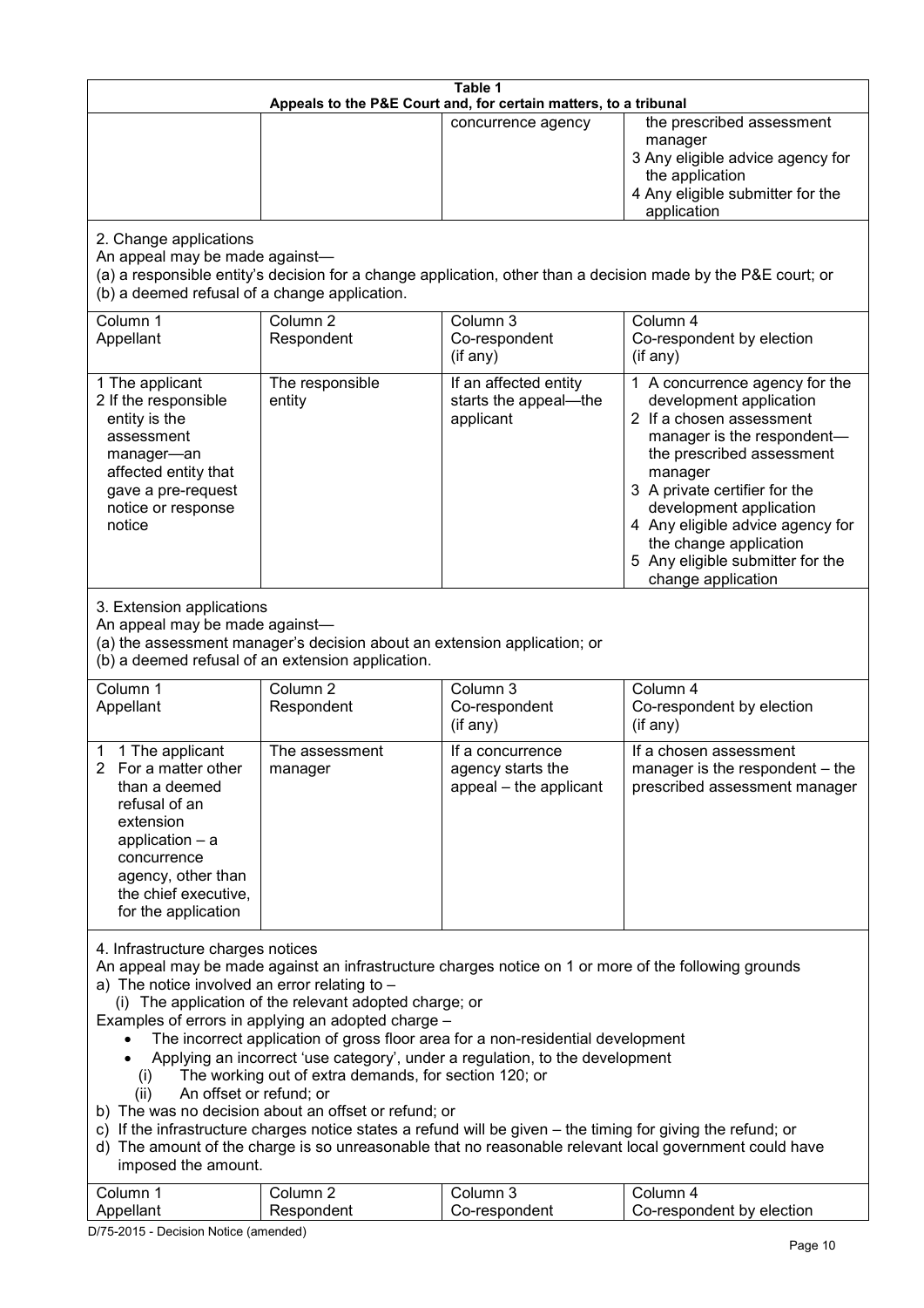| Table 1 | | | |
|---|---|---|---|
| **Appeals to the P&E Court and, for certain matters, to a tribunal** | | | |
| | | concurrence agency | the prescribed assessment manager<br>3 Any eligible advice agency for the application<br>4 Any eligible submitter for the application |
| 2. Change applications<br>An appeal may be made against—<br>(a) a responsible entity's decision for a change application, other than a decision made by the P&E court; or<br>(b) a deemed refusal of a change application. | | | |
| Column 1<br>Appellant | Column 2<br>Respondent | Column 3<br>Co-respondent<br>(if any) | Column 4<br>Co-respondent by election<br>(if any) |
| 1 The applicant<br>2 If the responsible entity is the assessment manager—an affected entity that gave a pre-request notice or response notice | The responsible entity | If an affected entity starts the appeal—the applicant | 1 A concurrence agency for the development application<br>2 If a chosen assessment manager is the respondent—the prescribed assessment manager<br>3 A private certifier for the development application<br>4 Any eligible advice agency for the change application<br>5 Any eligible submitter for the change application |
| 3. Extension applications<br>An appeal may be made against—<br>(a) the assessment manager's decision about an extension application; or<br>(b) a deemed refusal of an extension application. | | | |
| Column 1<br>Appellant | Column 2<br>Respondent | Column 3<br>Co-respondent<br>(if any) | Column 4<br>Co-respondent by election<br>(if any) |
| 1 1 The applicant<br>2 For a matter other than a deemed refusal of an extension application – a concurrence agency, other than the chief executive, for the application | The assessment manager | If a concurrence agency starts the appeal – the applicant | If a chosen assessment manager is the respondent – the prescribed assessment manager |
| 4. Infrastructure charges notices<br>An appeal may be made against an infrastructure charges notice on 1 or more of the following grounds<br>a) The notice involved an error relating to –<br>(i) The application of the relevant adopted charge; or<br>Examples of errors in applying an adopted charge –<br>• The incorrect application of gross floor area for a non-residential development<br>• Applying an incorrect 'use category', under a regulation, to the development<br>(i) The working out of extra demands, for section 120; or<br>(ii) An offset or refund; or<br>b) The was no decision about an offset or refund; or<br>c) If the infrastructure charges notice states a refund will be given – the timing for giving the refund; or<br>d) The amount of the charge is so unreasonable that no reasonable relevant local government could have imposed the amount. | | | |
| Column 1<br>Appellant | Column 2<br>Respondent | Column 3<br>Co-respondent | Column 4<br>Co-respondent by election |

D/75-2015 - Decision Notice (amended)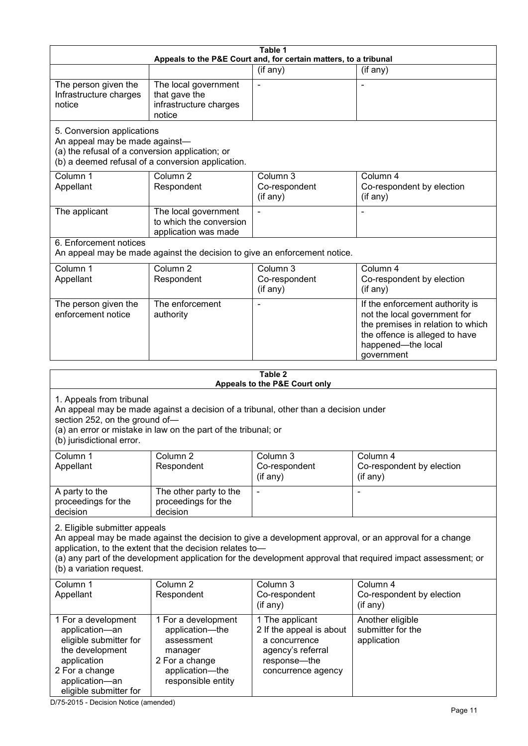**Table 1**
**Appeals to the P&E Court and, for certain matters, to a tribunal**

| | | (if any) | (if any) |
|---|---|---|---|
| The person given the Infrastructure charges notice | The local government that gave the infrastructure charges notice | - | - |

5. Conversion applications
An appeal may be made against—
(a) the refusal of a conversion application; or
(b) a deemed refusal of a conversion application.

| Column 1 Appellant | Column 2 Respondent | Column 3 Co-respondent (if any) | Column 4 Co-respondent by election (if any) |
|---|---|---|---|
| The applicant | The local government to which the conversion application was made | - | - |

6. Enforcement notices
An appeal may be made against the decision to give an enforcement notice.

| Column 1 Appellant | Column 2 Respondent | Column 3 Co-respondent (if any) | Column 4 Co-respondent by election (if any) |
|---|---|---|---|
| The person given the enforcement notice | The enforcement authority | - | If the enforcement authority is not the local government for the premises in relation to which the offence is alleged to have happened—the local government |

**Table 2**
**Appeals to the P&E Court only**

1. Appeals from tribunal
An appeal may be made against a decision of a tribunal, other than a decision under section 252, on the ground of—
(a) an error or mistake in law on the part of the tribunal; or
(b) jurisdictional error.

| Column 1 Appellant | Column 2 Respondent | Column 3 Co-respondent (if any) | Column 4 Co-respondent by election (if any) |
|---|---|---|---|
| A party to the proceedings for the decision | The other party to the proceedings for the decision | - | - |

2. Eligible submitter appeals
An appeal may be made against the decision to give a development approval, or an approval for a change application, to the extent that the decision relates to—
(a) any part of the development application for the development approval that required impact assessment; or
(b) a variation request.

| Column 1 Appellant | Column 2 Respondent | Column 3 Co-respondent (if any) | Column 4 Co-respondent by election (if any) |
|---|---|---|---|
| 1 For a development application—an eligible submitter for the development application<br>2 For a change application—an eligible submitter for | 1 For a development application—the assessment manager<br>2 For a change application—the responsible entity | 1 The applicant<br>2 If the appeal is about a concurrence agency's referral response—the concurrence agency | Another eligible submitter for the application |

D/75-2015 - Decision Notice (amended)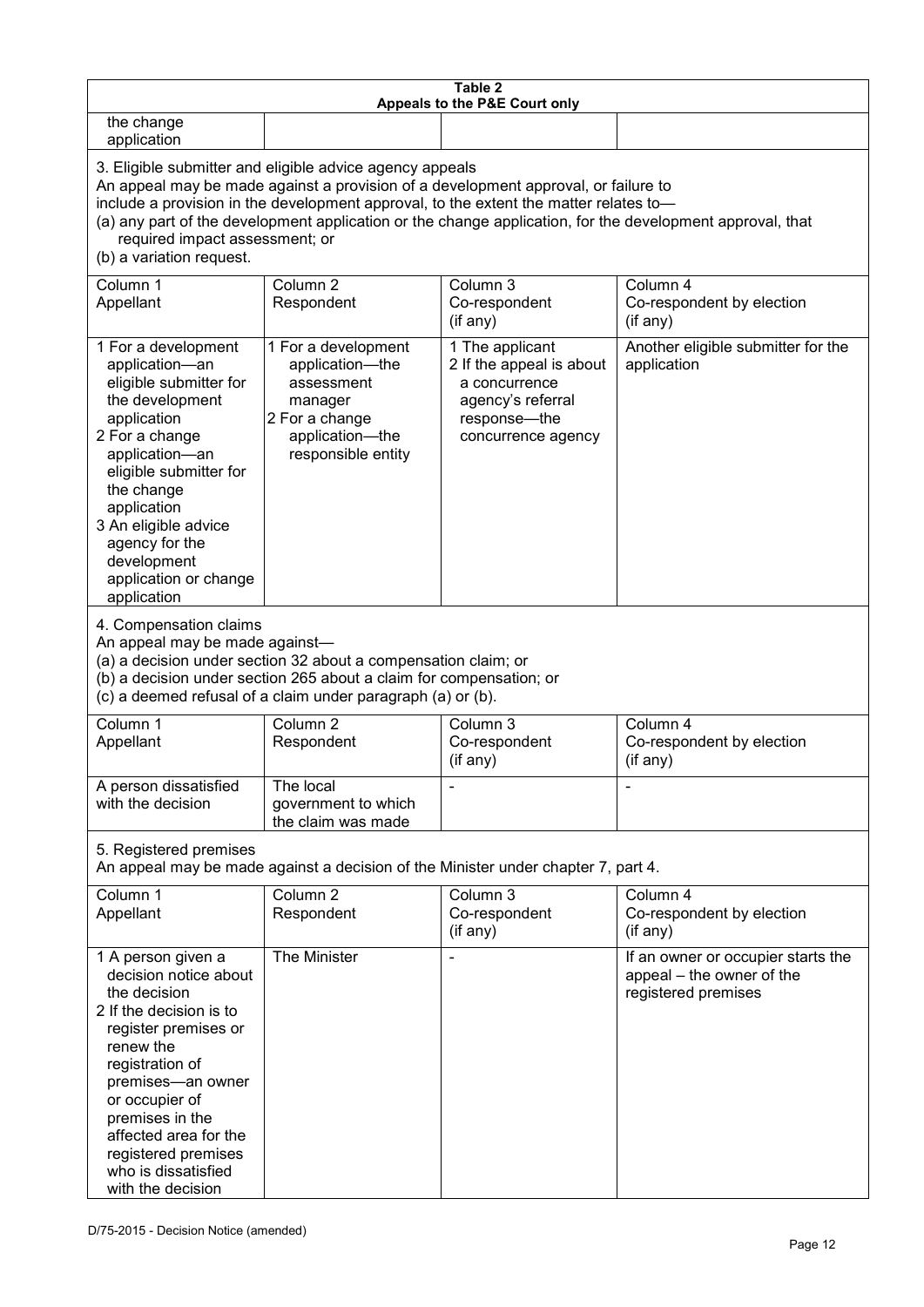**Table 2**
**Appeals to the P&E Court only**

| | | | |
|---|---|---|---|
| the change application | | | |

3. Eligible submitter and eligible advice agency appeals
An appeal may be made against a provision of a development approval, or failure to include a provision in the development approval, to the extent the matter relates to—
(a) any part of the development application or the change application, for the development approval, that required impact assessment; or
(b) a variation request.

| Column 1<br>Appellant | Column 2<br>Respondent | Column 3<br>Co-respondent<br>(if any) | Column 4<br>Co-respondent by election<br>(if any) |
|---|---|---|---|
| 1 For a development application—an eligible submitter for the development application<br>2 For a change application—an eligible submitter for the change application<br>3 An eligible advice agency for the development application or change application | 1 For a development application—the assessment manager<br>2 For a change application—the responsible entity | 1 The applicant<br>2 If the appeal is about a concurrence agency's referral response—the concurrence agency | Another eligible submitter for the application |

4. Compensation claims
An appeal may be made against—
(a) a decision under section 32 about a compensation claim; or
(b) a decision under section 265 about a claim for compensation; or
(c) a deemed refusal of a claim under paragraph (a) or (b).

| Column 1<br>Appellant | Column 2<br>Respondent | Column 3<br>Co-respondent<br>(if any) | Column 4<br>Co-respondent by election<br>(if any) |
|---|---|---|---|
| A person dissatisfied with the decision | The local government to which the claim was made | - | - |

5. Registered premises
An appeal may be made against a decision of the Minister under chapter 7, part 4.

| Column 1<br>Appellant | Column 2<br>Respondent | Column 3<br>Co-respondent<br>(if any) | Column 4<br>Co-respondent by election<br>(if any) |
|---|---|---|---|
| 1 A person given a decision notice about the decision<br>2 If the decision is to register premises or renew the registration of premises—an owner or occupier of premises in the affected area for the registered premises who is dissatisfied with the decision | The Minister | - | If an owner or occupier starts the appeal – the owner of the registered premises |

D/75-2015 - Decision Notice (amended)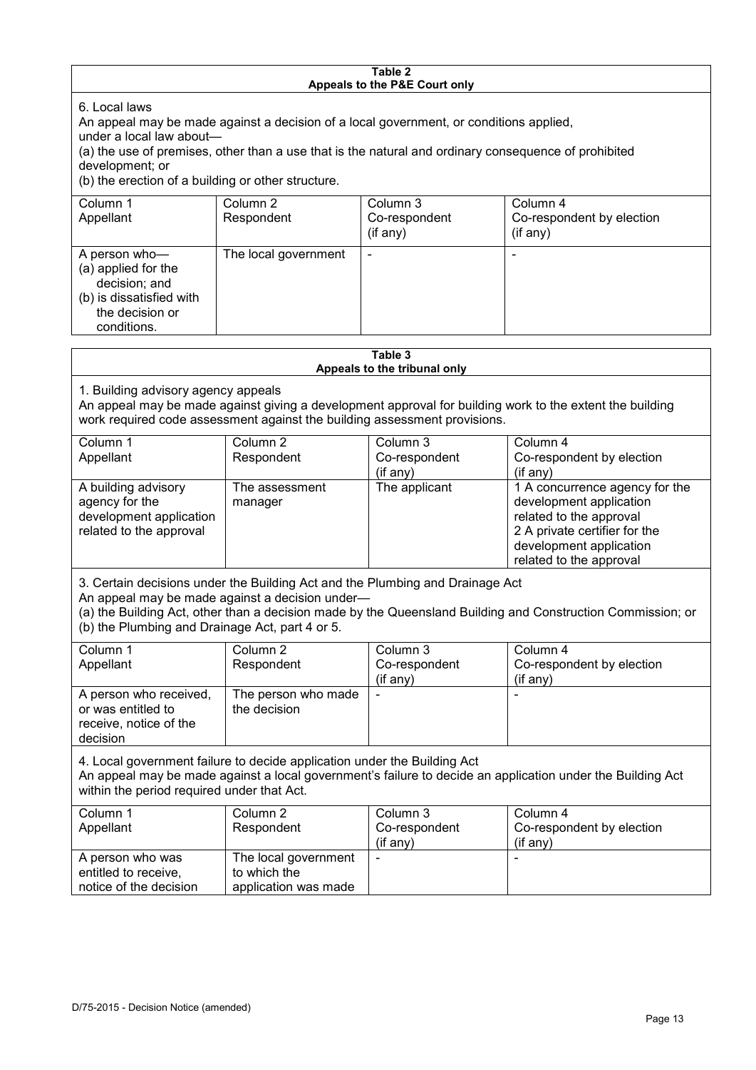**Table 2**
**Appeals to the P&E Court only**

6. Local laws

An appeal may be made against a decision of a local government, or conditions applied, under a local law about—

(a) the use of premises, other than a use that is the natural and ordinary consequence of prohibited development; or

(b) the erection of a building or other structure.

| Column 1 Appellant | Column 2 Respondent | Column 3 Co-respondent (if any) | Column 4 Co-respondent by election (if any) |
|---|---|---|---|
| A person who— (a) applied for the decision; and (b) is dissatisfied with the decision or conditions. | The local government | - | - |

**Table 3**
**Appeals to the tribunal only**

1. Building advisory agency appeals

An appeal may be made against giving a development approval for building work to the extent the building work required code assessment against the building assessment provisions.

| Column 1 Appellant | Column 2 Respondent | Column 3 Co-respondent (if any) | Column 4 Co-respondent by election (if any) |
|---|---|---|---|
| A building advisory agency for the development application related to the approval | The assessment manager | The applicant | 1 A concurrence agency for the development application related to the approval 2 A private certifier for the development application related to the approval |

3. Certain decisions under the Building Act and the Plumbing and Drainage Act

An appeal may be made against a decision under—

(a) the Building Act, other than a decision made by the Queensland Building and Construction Commission; or

(b) the Plumbing and Drainage Act, part 4 or 5.

| Column 1 Appellant | Column 2 Respondent | Column 3 Co-respondent (if any) | Column 4 Co-respondent by election (if any) |
|---|---|---|---|
| A person who received, or was entitled to receive, notice of the decision | The person who made the decision | - | - |

4. Local government failure to decide application under the Building Act

An appeal may be made against a local government's failure to decide an application under the Building Act within the period required under that Act.

| Column 1 Appellant | Column 2 Respondent | Column 3 Co-respondent (if any) | Column 4 Co-respondent by election (if any) |
|---|---|---|---|
| A person who was entitled to receive, notice of the decision | The local government to which the application was made | - | - |

D/75-2015 - Decision Notice (amended)